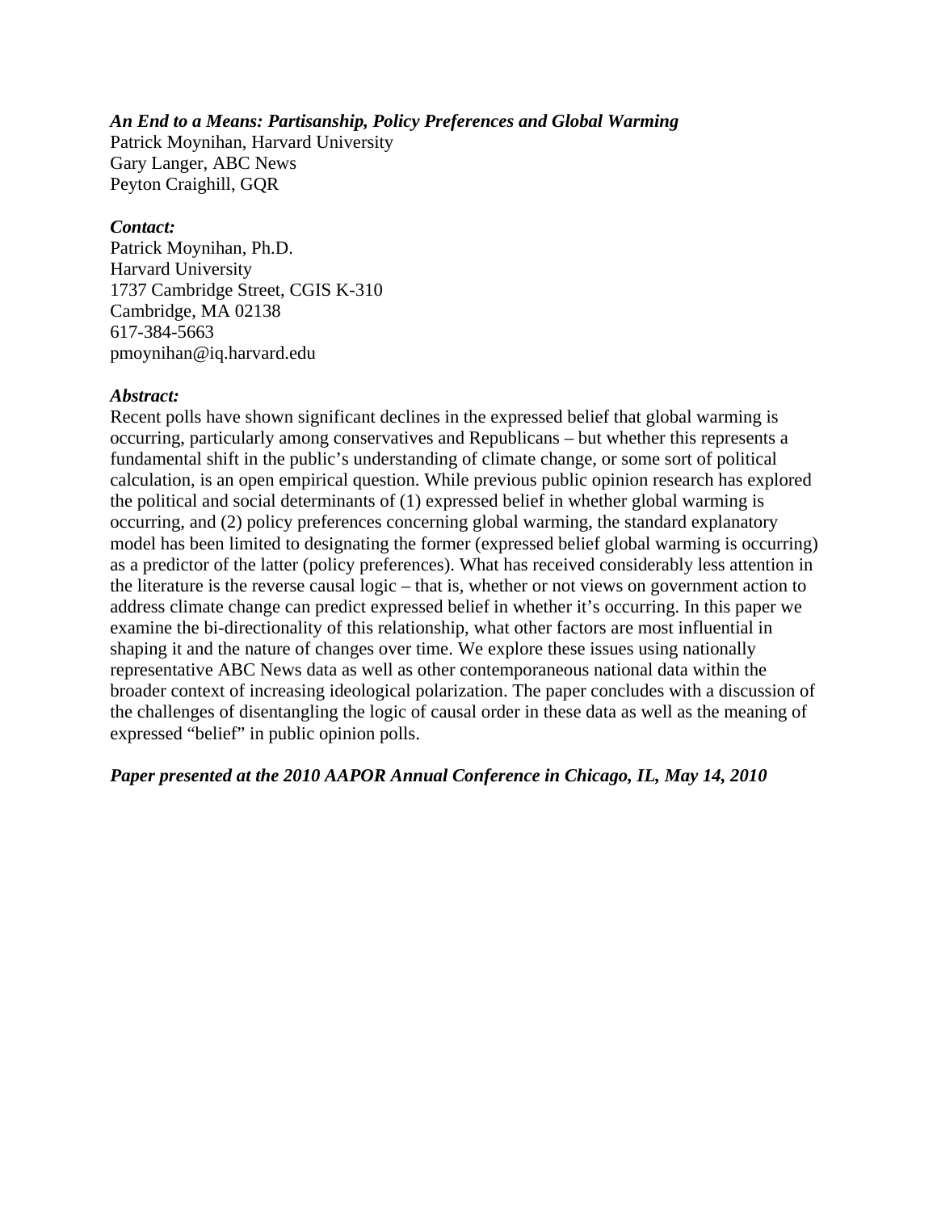***An End to a Means: Partisanship, Policy Preferences and Global Warming***

Patrick Moynihan, Harvard University
Gary Langer, ABC News
Peyton Craighill, GQR

***Contact:***

Patrick Moynihan, Ph.D.
Harvard University
1737 Cambridge Street, CGIS K-310
Cambridge, MA 02138
617-384-5663
pmoynihan@iq.harvard.edu

***Abstract:***

Recent polls have shown significant declines in the expressed belief that global warming is occurring, particularly among conservatives and Republicans – but whether this represents a fundamental shift in the public's understanding of climate change, or some sort of political calculation, is an open empirical question. While previous public opinion research has explored the political and social determinants of (1) expressed belief in whether global warming is occurring, and (2) policy preferences concerning global warming, the standard explanatory model has been limited to designating the former (expressed belief global warming is occurring) as a predictor of the latter (policy preferences). What has received considerably less attention in the literature is the reverse causal logic – that is, whether or not views on government action to address climate change can predict expressed belief in whether it's occurring. In this paper we examine the bi-directionality of this relationship, what other factors are most influential in shaping it and the nature of changes over time. We explore these issues using nationally representative ABC News data as well as other contemporaneous national data within the broader context of increasing ideological polarization. The paper concludes with a discussion of the challenges of disentangling the logic of causal order in these data as well as the meaning of expressed "belief" in public opinion polls.

***Paper presented at the 2010 AAPOR Annual Conference in Chicago, IL, May 14, 2010***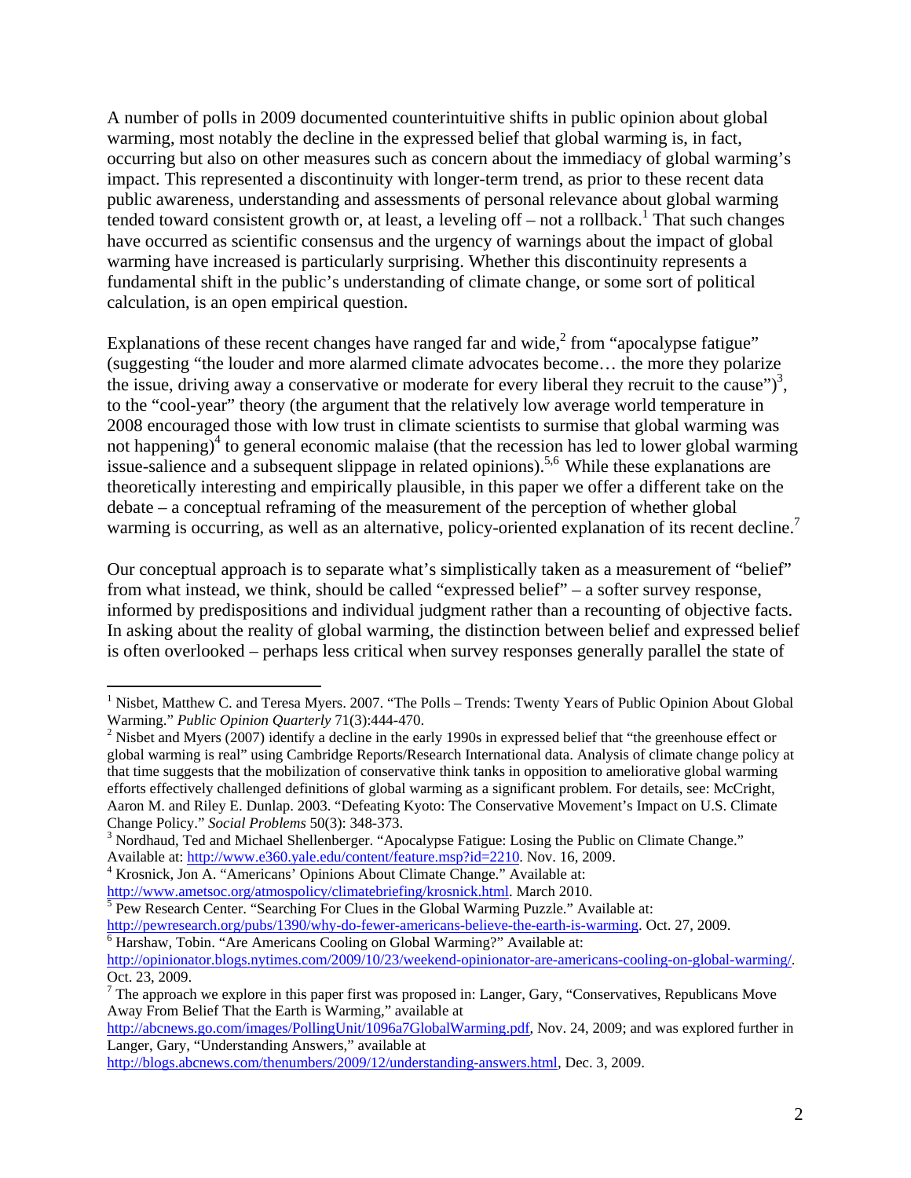A number of polls in 2009 documented counterintuitive shifts in public opinion about global warming, most notably the decline in the expressed belief that global warming is, in fact, occurring but also on other measures such as concern about the immediacy of global warming's impact. This represented a discontinuity with longer-term trend, as prior to these recent data public awareness, understanding and assessments of personal relevance about global warming tended toward consistent growth or, at least, a leveling off – not a rollback.[1] That such changes have occurred as scientific consensus and the urgency of warnings about the impact of global warming have increased is particularly surprising. Whether this discontinuity represents a fundamental shift in the public's understanding of climate change, or some sort of political calculation, is an open empirical question.

Explanations of these recent changes have ranged far and wide,[2] from "apocalypse fatigue" (suggesting "the louder and more alarmed climate advocates become… the more they polarize the issue, driving away a conservative or moderate for every liberal they recruit to the cause")[3], to the "cool-year" theory (the argument that the relatively low average world temperature in 2008 encouraged those with low trust in climate scientists to surmise that global warming was not happening)[4] to general economic malaise (that the recession has led to lower global warming issue-salience and a subsequent slippage in related opinions).[5,6] While these explanations are theoretically interesting and empirically plausible, in this paper we offer a different take on the debate – a conceptual reframing of the measurement of the perception of whether global warming is occurring, as well as an alternative, policy-oriented explanation of its recent decline.[7]

Our conceptual approach is to separate what's simplistically taken as a measurement of "belief" from what instead, we think, should be called "expressed belief" – a softer survey response, informed by predispositions and individual judgment rather than a recounting of objective facts. In asking about the reality of global warming, the distinction between belief and expressed belief is often overlooked – perhaps less critical when survey responses generally parallel the state of

---

[1] Nisbet, Matthew C. and Teresa Myers. 2007. "The Polls – Trends: Twenty Years of Public Opinion About Global Warming." *Public Opinion Quarterly* 71(3):444-470.

[2] Nisbet and Myers (2007) identify a decline in the early 1990s in expressed belief that "the greenhouse effect or global warming is real" using Cambridge Reports/Research International data. Analysis of climate change policy at that time suggests that the mobilization of conservative think tanks in opposition to ameliorative global warming efforts effectively challenged definitions of global warming as a significant problem. For details, see: McCright, Aaron M. and Riley E. Dunlap. 2003. "Defeating Kyoto: The Conservative Movement's Impact on U.S. Climate Change Policy." *Social Problems* 50(3): 348-373.

[3] Nordhaud, Ted and Michael Shellenberger. "Apocalypse Fatigue: Losing the Public on Climate Change." Available at: http://www.e360.yale.edu/content/feature.msp?id=2210. Nov. 16, 2009.

[4] Krosnick, Jon A. "Americans' Opinions About Climate Change." Available at: http://www.ametsoc.org/atmospolicy/climatebriefing/krosnick.html. March 2010.

[5] Pew Research Center. "Searching For Clues in the Global Warming Puzzle." Available at: http://pewresearch.org/pubs/1390/why-do-fewer-americans-believe-the-earth-is-warming. Oct. 27, 2009.

[6] Harshaw, Tobin. "Are Americans Cooling on Global Warming?" Available at: http://opinionator.blogs.nytimes.com/2009/10/23/weekend-opinionator-are-americans-cooling-on-global-warming/. Oct. 23, 2009.

[7] The approach we explore in this paper first was proposed in: Langer, Gary, "Conservatives, Republicans Move Away From Belief That the Earth is Warming," available at http://abcnews.go.com/images/PollingUnit/1096a7GlobalWarming.pdf, Nov. 24, 2009; and was explored further in Langer, Gary, "Understanding Answers," available at http://blogs.abcnews.com/thenumbers/2009/12/understanding-answers.html, Dec. 3, 2009.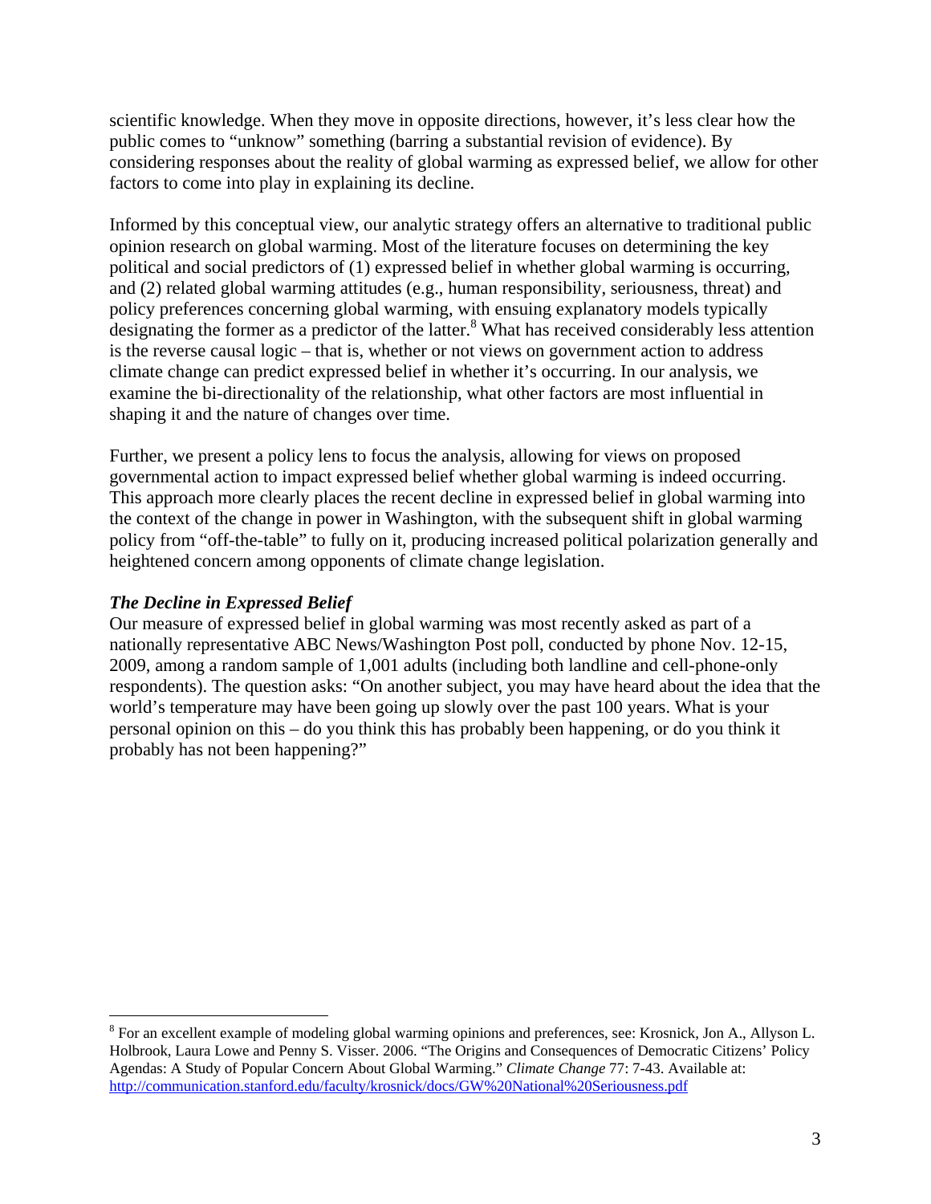scientific knowledge. When they move in opposite directions, however, it's less clear how the public comes to "unknow" something (barring a substantial revision of evidence). By considering responses about the reality of global warming as expressed belief, we allow for other factors to come into play in explaining its decline.

Informed by this conceptual view, our analytic strategy offers an alternative to traditional public opinion research on global warming. Most of the literature focuses on determining the key political and social predictors of (1) expressed belief in whether global warming is occurring, and (2) related global warming attitudes (e.g., human responsibility, seriousness, threat) and policy preferences concerning global warming, with ensuing explanatory models typically designating the former as a predictor of the latter.[8] What has received considerably less attention is the reverse causal logic – that is, whether or not views on government action to address climate change can predict expressed belief in whether it's occurring. In our analysis, we examine the bi-directionality of the relationship, what other factors are most influential in shaping it and the nature of changes over time.

Further, we present a policy lens to focus the analysis, allowing for views on proposed governmental action to impact expressed belief whether global warming is indeed occurring. This approach more clearly places the recent decline in expressed belief in global warming into the context of the change in power in Washington, with the subsequent shift in global warming policy from "off-the-table" to fully on it, producing increased political polarization generally and heightened concern among opponents of climate change legislation.

### *The Decline in Expressed Belief*

Our measure of expressed belief in global warming was most recently asked as part of a nationally representative ABC News/Washington Post poll, conducted by phone Nov. 12-15, 2009, among a random sample of 1,001 adults (including both landline and cell-phone-only respondents). The question asks: "On another subject, you may have heard about the idea that the world's temperature may have been going up slowly over the past 100 years. What is your personal opinion on this – do you think this has probably been happening, or do you think it probably has not been happening?"

---

[8] For an excellent example of modeling global warming opinions and preferences, see: Krosnick, Jon A., Allyson L. Holbrook, Laura Lowe and Penny S. Visser. 2006. "The Origins and Consequences of Democratic Citizens' Policy Agendas: A Study of Popular Concern About Global Warming." *Climate Change* 77: 7-43. Available at: http://communication.stanford.edu/faculty/krosnick/docs/GW%20National%20Seriousness.pdf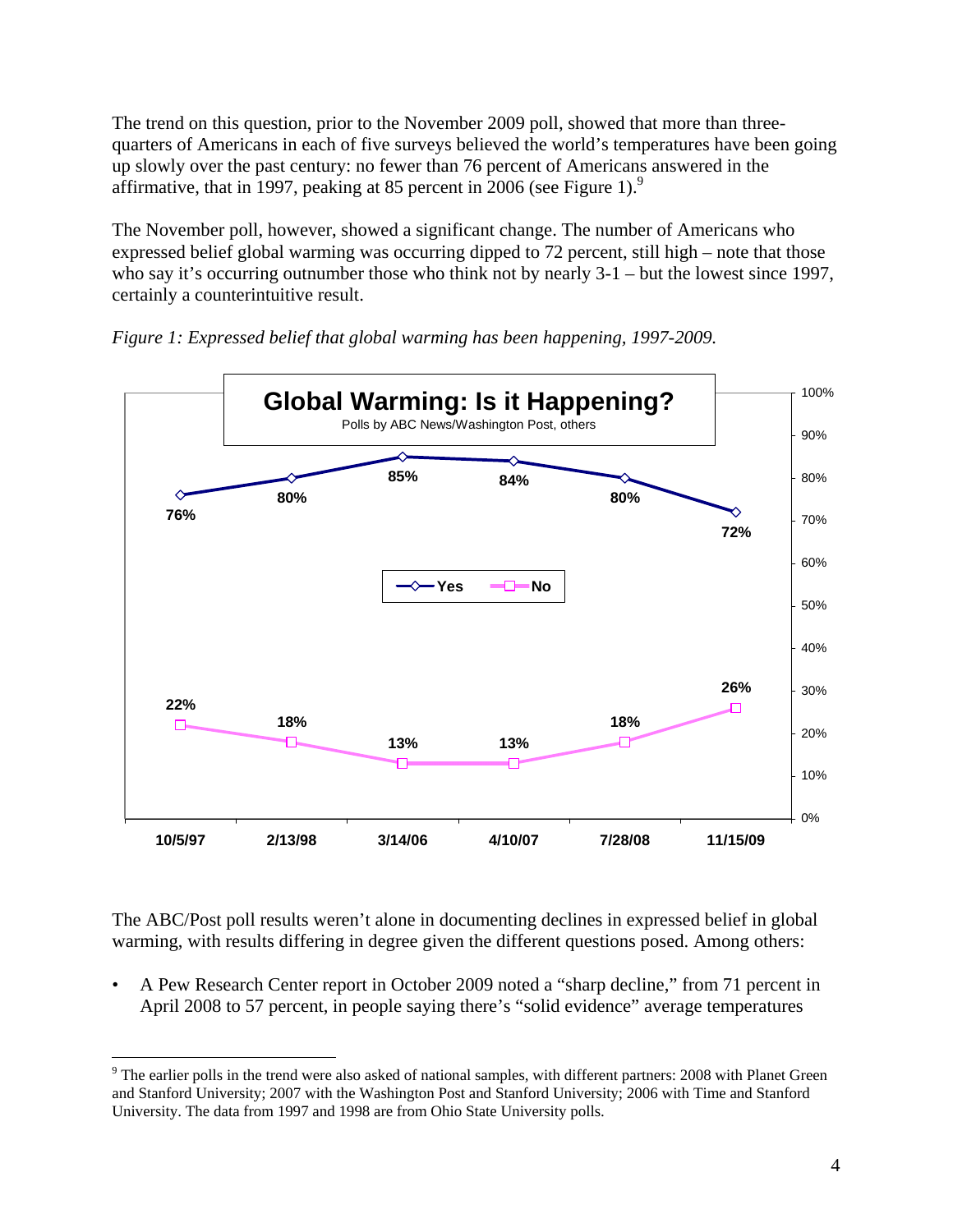The trend on this question, prior to the November 2009 poll, showed that more than three-quarters of Americans in each of five surveys believed the world's temperatures have been going up slowly over the past century: no fewer than 76 percent of Americans answered in the affirmative, that in 1997, peaking at 85 percent in 2006 (see Figure 1).[9]

The November poll, however, showed a significant change. The number of Americans who expressed belief global warming was occurring dipped to 72 percent, still high – note that those who say it's occurring outnumber those who think not by nearly 3-1 – but the lowest since 1997, certainly a counterintuitive result.

*Figure 1: Expressed belief that global warming has been happening, 1997-2009.*

**Global Warming: Is it Happening?**
Polls by ABC News/Washington Post, others

| | 10/5/97 | 2/13/98 | 3/14/06 | 4/10/07 | 7/28/08 | 11/15/09 |
|---|---|---|---|---|---|---|
| Yes | 76% | 80% | 85% | 84% | 80% | 72% |
| No | 22% | 18% | 13% | 13% | 18% | 26% |

The ABC/Post poll results weren't alone in documenting declines in expressed belief in global warming, with results differing in degree given the different questions posed. Among others:

- A Pew Research Center report in October 2009 noted a "sharp decline," from 71 percent in April 2008 to 57 percent, in people saying there's "solid evidence" average temperatures

[9] The earlier polls in the trend were also asked of national samples, with different partners: 2008 with Planet Green and Stanford University; 2007 with the Washington Post and Stanford University; 2006 with Time and Stanford University. The data from 1997 and 1998 are from Ohio State University polls.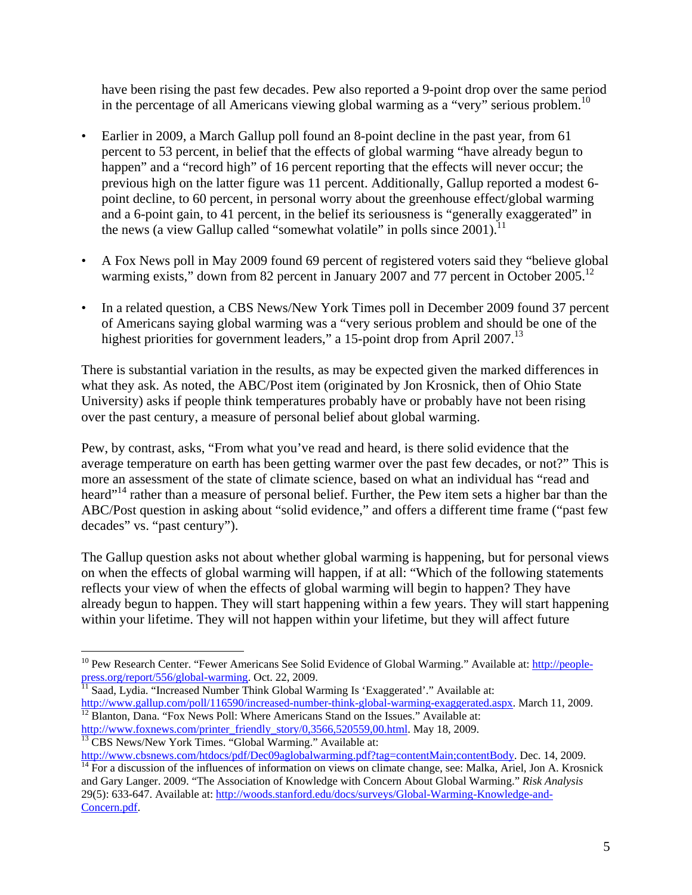have been rising the past few decades. Pew also reported a 9-point drop over the same period in the percentage of all Americans viewing global warming as a "very" serious problem.[10]

- Earlier in 2009, a March Gallup poll found an 8-point decline in the past year, from 61 percent to 53 percent, in belief that the effects of global warming "have already begun to happen" and a "record high" of 16 percent reporting that the effects will never occur; the previous high on the latter figure was 11 percent. Additionally, Gallup reported a modest 6-point decline, to 60 percent, in personal worry about the greenhouse effect/global warming and a 6-point gain, to 41 percent, in the belief its seriousness is "generally exaggerated" in the news (a view Gallup called "somewhat volatile" in polls since 2001).[11]

- A Fox News poll in May 2009 found 69 percent of registered voters said they "believe global warming exists," down from 82 percent in January 2007 and 77 percent in October 2005.[12]

- In a related question, a CBS News/New York Times poll in December 2009 found 37 percent of Americans saying global warming was a "very serious problem and should be one of the highest priorities for government leaders," a 15-point drop from April 2007.[13]

There is substantial variation in the results, as may be expected given the marked differences in what they ask. As noted, the ABC/Post item (originated by Jon Krosnick, then of Ohio State University) asks if people think temperatures probably have or probably have not been rising over the past century, a measure of personal belief about global warming.

Pew, by contrast, asks, "From what you've read and heard, is there solid evidence that the average temperature on earth has been getting warmer over the past few decades, or not?" This is more an assessment of the state of climate science, based on what an individual has "read and heard"[14] rather than a measure of personal belief. Further, the Pew item sets a higher bar than the ABC/Post question in asking about "solid evidence," and offers a different time frame ("past few decades" vs. "past century").

The Gallup question asks not about whether global warming is happening, but for personal views on when the effects of global warming will happen, if at all: "Which of the following statements reflects your view of when the effects of global warming will begin to happen? They have already begun to happen. They will start happening within a few years. They will start happening within your lifetime. They will not happen within your lifetime, but they will affect future

---

[10] Pew Research Center. "Fewer Americans See Solid Evidence of Global Warming." Available at: http://people-press.org/report/556/global-warming. Oct. 22, 2009.

[11] Saad, Lydia. "Increased Number Think Global Warming Is 'Exaggerated'." Available at: http://www.gallup.com/poll/116590/increased-number-think-global-warming-exaggerated.aspx. March 11, 2009.

[12] Blanton, Dana. "Fox News Poll: Where Americans Stand on the Issues." Available at: http://www.foxnews.com/printer_friendly_story/0,3566,520559,00.html. May 18, 2009.

[13] CBS News/New York Times. "Global Warming." Available at: http://www.cbsnews.com/htdocs/pdf/Dec09aglobalwarming.pdf?tag=contentMain;contentBody. Dec. 14, 2009.

[14] For a discussion of the influences of information on views on climate change, see: Malka, Ariel, Jon A. Krosnick and Gary Langer. 2009. "The Association of Knowledge with Concern About Global Warming." *Risk Analysis* 29(5): 633-647. Available at: http://woods.stanford.edu/docs/surveys/Global-Warming-Knowledge-and-Concern.pdf.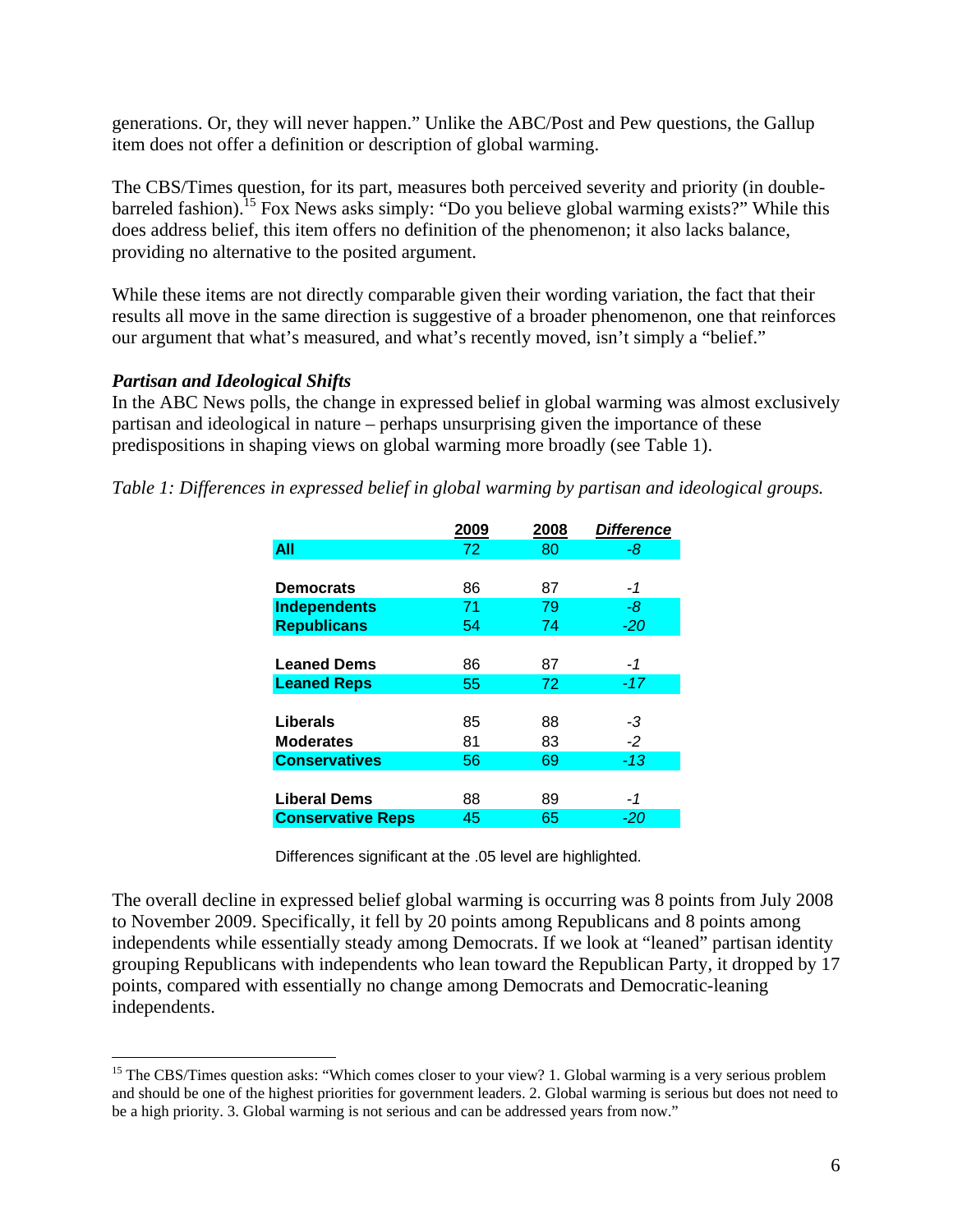generations. Or, they will never happen." Unlike the ABC/Post and Pew questions, the Gallup item does not offer a definition or description of global warming.

The CBS/Times question, for its part, measures both perceived severity and priority (in double-barreled fashion).[15] Fox News asks simply: "Do you believe global warming exists?" While this does address belief, this item offers no definition of the phenomenon; it also lacks balance, providing no alternative to the posited argument.

While these items are not directly comparable given their wording variation, the fact that their results all move in the same direction is suggestive of a broader phenomenon, one that reinforces our argument that what's measured, and what's recently moved, isn't simply a "belief."

### *Partisan and Ideological Shifts*

In the ABC News polls, the change in expressed belief in global warming was almost exclusively partisan and ideological in nature – perhaps unsurprising given the importance of these predispositions in shaping views on global warming more broadly (see Table 1).

*Table 1: Differences in expressed belief in global warming by partisan and ideological groups.*

| | 2009 | 2008 | *Difference* |
|---|---|---|---|
| **All** | 72 | 80 | *-8* |
| | | | |
| **Democrats** | 86 | 87 | *-1* |
| **Independents** | 71 | 79 | *-8* |
| **Republicans** | 54 | 74 | *-20* |
| | | | |
| **Leaned Dems** | 86 | 87 | *-1* |
| **Leaned Reps** | 55 | 72 | *-17* |
| | | | |
| **Liberals** | 85 | 88 | *-3* |
| **Moderates** | 81 | 83 | *-2* |
| **Conservatives** | 56 | 69 | *-13* |
| | | | |
| **Liberal Dems** | 88 | 89 | *-1* |
| **Conservative Reps** | 45 | 65 | *-20* |

Differences significant at the .05 level are highlighted.

The overall decline in expressed belief global warming is occurring was 8 points from July 2008 to November 2009. Specifically, it fell by 20 points among Republicans and 8 points among independents while essentially steady among Democrats. If we look at "leaned" partisan identity grouping Republicans with independents who lean toward the Republican Party, it dropped by 17 points, compared with essentially no change among Democrats and Democratic-leaning independents.

[15] The CBS/Times question asks: "Which comes closer to your view? 1. Global warming is a very serious problem and should be one of the highest priorities for government leaders. 2. Global warming is serious but does not need to be a high priority. 3. Global warming is not serious and can be addressed years from now."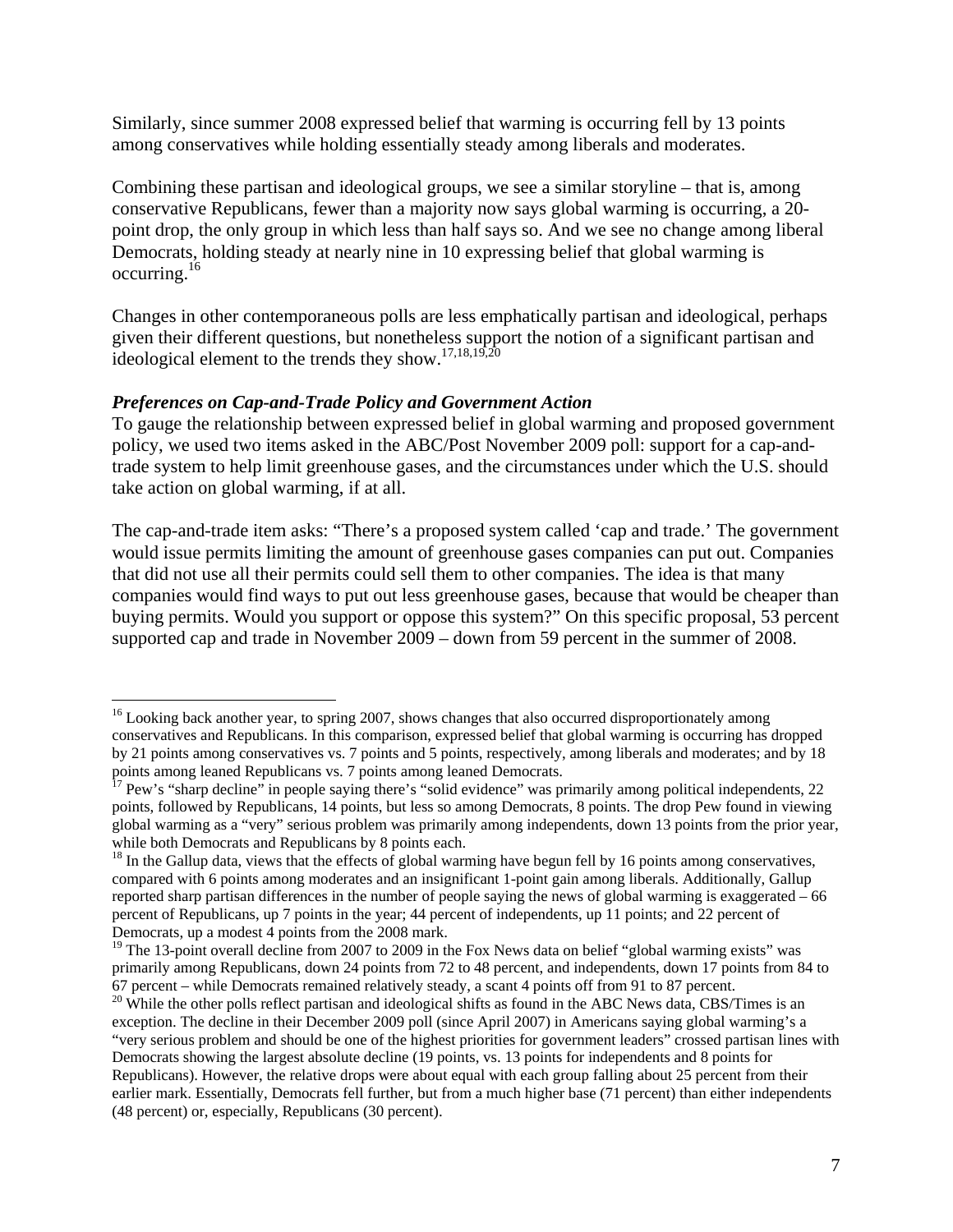Similarly, since summer 2008 expressed belief that warming is occurring fell by 13 points among conservatives while holding essentially steady among liberals and moderates.

Combining these partisan and ideological groups, we see a similar storyline – that is, among conservative Republicans, fewer than a majority now says global warming is occurring, a 20-point drop, the only group in which less than half says so. And we see no change among liberal Democrats, holding steady at nearly nine in 10 expressing belief that global warming is occurring.[16]

Changes in other contemporaneous polls are less emphatically partisan and ideological, perhaps given their different questions, but nonetheless support the notion of a significant partisan and ideological element to the trends they show.[17,18,19,20]

### *Preferences on Cap-and-Trade Policy and Government Action*

To gauge the relationship between expressed belief in global warming and proposed government policy, we used two items asked in the ABC/Post November 2009 poll: support for a cap-and-trade system to help limit greenhouse gases, and the circumstances under which the U.S. should take action on global warming, if at all.

The cap-and-trade item asks: "There's a proposed system called 'cap and trade.' The government would issue permits limiting the amount of greenhouse gases companies can put out. Companies that did not use all their permits could sell them to other companies. The idea is that many companies would find ways to put out less greenhouse gases, because that would be cheaper than buying permits. Would you support or oppose this system?" On this specific proposal, 53 percent supported cap and trade in November 2009 – down from 59 percent in the summer of 2008.

---

[16] Looking back another year, to spring 2007, shows changes that also occurred disproportionately among conservatives and Republicans. In this comparison, expressed belief that global warming is occurring has dropped by 21 points among conservatives vs. 7 points and 5 points, respectively, among liberals and moderates; and by 18 points among leaned Republicans vs. 7 points among leaned Democrats.

[17] Pew's "sharp decline" in people saying there's "solid evidence" was primarily among political independents, 22 points, followed by Republicans, 14 points, but less so among Democrats, 8 points. The drop Pew found in viewing global warming as a "very" serious problem was primarily among independents, down 13 points from the prior year, while both Democrats and Republicans by 8 points each.

[18] In the Gallup data, views that the effects of global warming have begun fell by 16 points among conservatives, compared with 6 points among moderates and an insignificant 1-point gain among liberals. Additionally, Gallup reported sharp partisan differences in the number of people saying the news of global warming is exaggerated – 66 percent of Republicans, up 7 points in the year; 44 percent of independents, up 11 points; and 22 percent of Democrats, up a modest 4 points from the 2008 mark.

[19] The 13-point overall decline from 2007 to 2009 in the Fox News data on belief "global warming exists" was primarily among Republicans, down 24 points from 72 to 48 percent, and independents, down 17 points from 84 to 67 percent – while Democrats remained relatively steady, a scant 4 points off from 91 to 87 percent.

[20] While the other polls reflect partisan and ideological shifts as found in the ABC News data, CBS/Times is an exception. The decline in their December 2009 poll (since April 2007) in Americans saying global warming's a "very serious problem and should be one of the highest priorities for government leaders" crossed partisan lines with Democrats showing the largest absolute decline (19 points, vs. 13 points for independents and 8 points for Republicans). However, the relative drops were about equal with each group falling about 25 percent from their earlier mark. Essentially, Democrats fell further, but from a much higher base (71 percent) than either independents (48 percent) or, especially, Republicans (30 percent).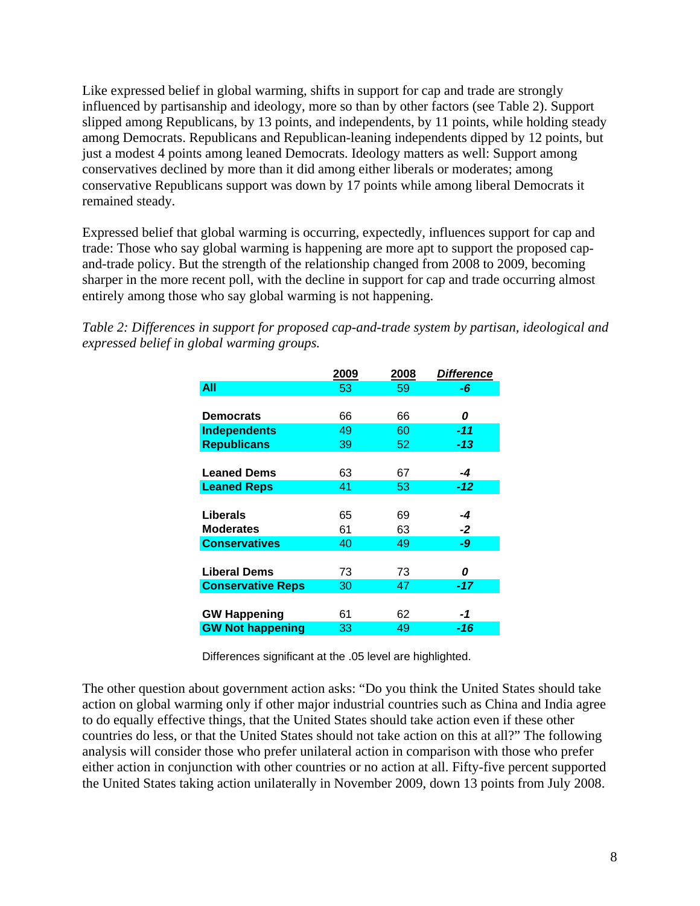Like expressed belief in global warming, shifts in support for cap and trade are strongly influenced by partisanship and ideology, more so than by other factors (see Table 2). Support slipped among Republicans, by 13 points, and independents, by 11 points, while holding steady among Democrats. Republicans and Republican-leaning independents dipped by 12 points, but just a modest 4 points among leaned Democrats. Ideology matters as well: Support among conservatives declined by more than it did among either liberals or moderates; among conservative Republicans support was down by 17 points while among liberal Democrats it remained steady.

Expressed belief that global warming is occurring, expectedly, influences support for cap and trade: Those who say global warming is happening are more apt to support the proposed cap-and-trade policy. But the strength of the relationship changed from 2008 to 2009, becoming sharper in the more recent poll, with the decline in support for cap and trade occurring almost entirely among those who say global warming is not happening.

*Table 2: Differences in support for proposed cap-and-trade system by partisan, ideological and expressed belief in global warming groups.*

| | 2009 | 2008 | *Difference* |
|---|---|---|---|
| **All** | 53 | 59 | ***-6*** |
| | | | |
| **Democrats** | 66 | 66 | ***0*** |
| **Independents** | 49 | 60 | ***-11*** |
| **Republicans** | 39 | 52 | ***-13*** |
| | | | |
| **Leaned Dems** | 63 | 67 | ***-4*** |
| **Leaned Reps** | 41 | 53 | ***-12*** |
| | | | |
| **Liberals** | 65 | 69 | ***-4*** |
| **Moderates** | 61 | 63 | ***-2*** |
| **Conservatives** | 40 | 49 | ***-9*** |
| | | | |
| **Liberal Dems** | 73 | 73 | ***0*** |
| **Conservative Reps** | 30 | 47 | ***-17*** |
| | | | |
| **GW Happening** | 61 | 62 | ***-1*** |
| **GW Not happening** | 33 | 49 | ***-16*** |

Differences significant at the .05 level are highlighted.

The other question about government action asks: "Do you think the United States should take action on global warming only if other major industrial countries such as China and India agree to do equally effective things, that the United States should take action even if these other countries do less, or that the United States should not take action on this at all?" The following analysis will consider those who prefer unilateral action in comparison with those who prefer either action in conjunction with other countries or no action at all. Fifty-five percent supported the United States taking action unilaterally in November 2009, down 13 points from July 2008.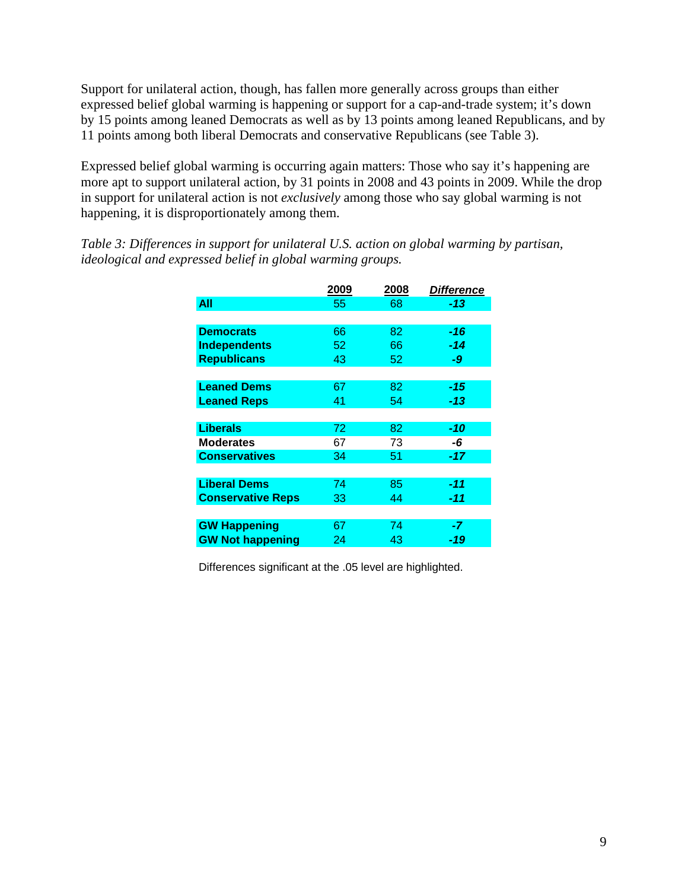Support for unilateral action, though, has fallen more generally across groups than either expressed belief global warming is happening or support for a cap-and-trade system; it's down by 15 points among leaned Democrats as well as by 13 points among leaned Republicans, and by 11 points among both liberal Democrats and conservative Republicans (see Table 3).

Expressed belief global warming is occurring again matters: Those who say it's happening are more apt to support unilateral action, by 31 points in 2008 and 43 points in 2009. While the drop in support for unilateral action is not *exclusively* among those who say global warming is not happening, it is disproportionately among them.

*Table 3: Differences in support for unilateral U.S. action on global warming by partisan, ideological and expressed belief in global warming groups.*

| | 2009 | 2008 | *Difference* |
|---|---|---|---|
| **All** | 55 | 68 | ***-13*** |
| | | | |
| **Democrats** | 66 | 82 | ***-16*** |
| **Independents** | 52 | 66 | ***-14*** |
| **Republicans** | 43 | 52 | ***-9*** |
| | | | |
| **Leaned Dems** | 67 | 82 | ***-15*** |
| **Leaned Reps** | 41 | 54 | ***-13*** |
| | | | |
| **Liberals** | 72 | 82 | ***-10*** |
| **Moderates** | 67 | 73 | ***-6*** |
| **Conservatives** | 34 | 51 | ***-17*** |
| | | | |
| **Liberal Dems** | 74 | 85 | ***-11*** |
| **Conservative Reps** | 33 | 44 | ***-11*** |
| | | | |
| **GW Happening** | 67 | 74 | ***-7*** |
| **GW Not happening** | 24 | 43 | ***-19*** |

Differences significant at the .05 level are highlighted.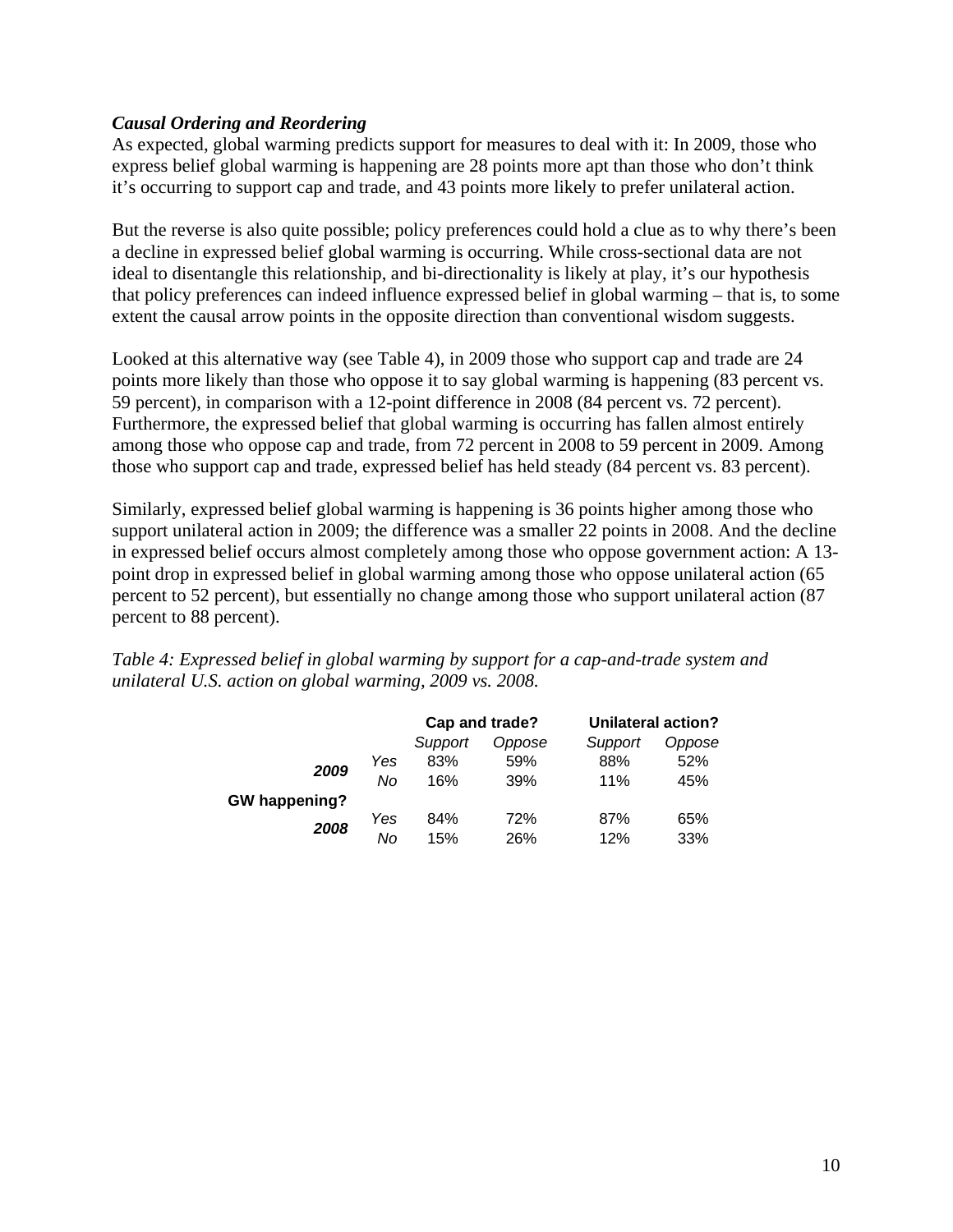***Causal Ordering and Reordering***

As expected, global warming predicts support for measures to deal with it: In 2009, those who express belief global warming is happening are 28 points more apt than those who don't think it's occurring to support cap and trade, and 43 points more likely to prefer unilateral action.

But the reverse is also quite possible; policy preferences could hold a clue as to why there's been a decline in expressed belief global warming is occurring. While cross-sectional data are not ideal to disentangle this relationship, and bi-directionality is likely at play, it's our hypothesis that policy preferences can indeed influence expressed belief in global warming – that is, to some extent the causal arrow points in the opposite direction than conventional wisdom suggests.

Looked at this alternative way (see Table 4), in 2009 those who support cap and trade are 24 points more likely than those who oppose it to say global warming is happening (83 percent vs. 59 percent), in comparison with a 12-point difference in 2008 (84 percent vs. 72 percent). Furthermore, the expressed belief that global warming is occurring has fallen almost entirely among those who oppose cap and trade, from 72 percent in 2008 to 59 percent in 2009. Among those who support cap and trade, expressed belief has held steady (84 percent vs. 83 percent).

Similarly, expressed belief global warming is happening is 36 points higher among those who support unilateral action in 2009; the difference was a smaller 22 points in 2008. And the decline in expressed belief occurs almost completely among those who oppose government action: A 13-point drop in expressed belief in global warming among those who oppose unilateral action (65 percent to 52 percent), but essentially no change among those who support unilateral action (87 percent to 88 percent).

*Table 4: Expressed belief in global warming by support for a cap-and-trade system and unilateral U.S. action on global warming, 2009 vs. 2008.*

| GW happening? | | Cap and trade? | | Unilateral action? | |
|---|---|---|---|---|---|
| | | *Support* | *Oppose* | *Support* | *Oppose* |
| **2009** | *Yes* | 83% | 59% | 88% | 52% |
| | *No* | 16% | 39% | 11% | 45% |
| **2008** | *Yes* | 84% | 72% | 87% | 65% |
| | *No* | 15% | 26% | 12% | 33% |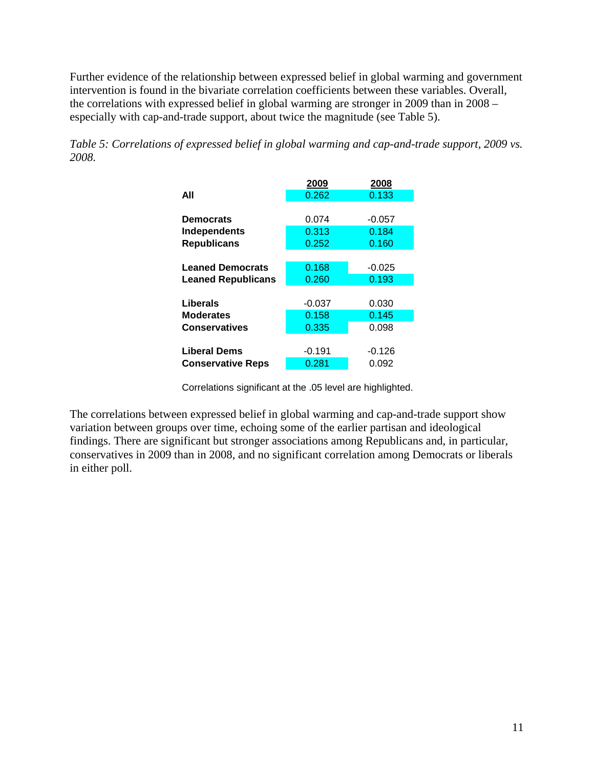Further evidence of the relationship between expressed belief in global warming and government intervention is found in the bivariate correlation coefficients between these variables. Overall, the correlations with expressed belief in global warming are stronger in 2009 than in 2008 – especially with cap-and-trade support, about twice the magnitude (see Table 5).

*Table 5: Correlations of expressed belief in global warming and cap-and-trade support, 2009 vs. 2008.*

| | 2009 | 2008 |
|---|---|---|
| **All** | 0.262 | 0.133 |
| | | |
| **Democrats** | 0.074 | -0.057 |
| **Independents** | 0.313 | 0.184 |
| **Republicans** | 0.252 | 0.160 |
| | | |
| **Leaned Democrats** | 0.168 | -0.025 |
| **Leaned Republicans** | 0.260 | 0.193 |
| | | |
| **Liberals** | -0.037 | 0.030 |
| **Moderates** | 0.158 | 0.145 |
| **Conservatives** | 0.335 | 0.098 |
| | | |
| **Liberal Dems** | -0.191 | -0.126 |
| **Conservative Reps** | 0.281 | 0.092 |

Correlations significant at the .05 level are highlighted.

The correlations between expressed belief in global warming and cap-and-trade support show variation between groups over time, echoing some of the earlier partisan and ideological findings. There are significant but stronger associations among Republicans and, in particular, conservatives in 2009 than in 2008, and no significant correlation among Democrats or liberals in either poll.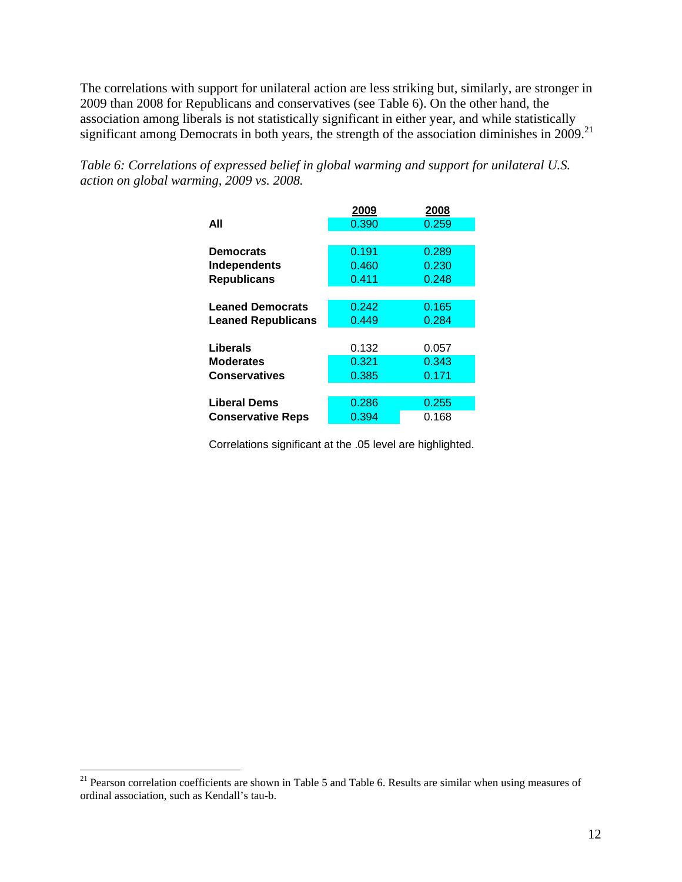The correlations with support for unilateral action are less striking but, similarly, are stronger in 2009 than 2008 for Republicans and conservatives (see Table 6). On the other hand, the association among liberals is not statistically significant in either year, and while statistically significant among Democrats in both years, the strength of the association diminishes in 2009.[21]

*Table 6: Correlations of expressed belief in global warming and support for unilateral U.S. action on global warming, 2009 vs. 2008.*

| | 2009 | 2008 |
|---|---|---|
| **All** | 0.390 | 0.259 |
| **Democrats** | 0.191 | 0.289 |
| **Independents** | 0.460 | 0.230 |
| **Republicans** | 0.411 | 0.248 |
| **Leaned Democrats** | 0.242 | 0.165 |
| **Leaned Republicans** | 0.449 | 0.284 |
| **Liberals** | 0.132 | 0.057 |
| **Moderates** | 0.321 | 0.343 |
| **Conservatives** | 0.385 | 0.171 |
| **Liberal Dems** | 0.286 | 0.255 |
| **Conservative Reps** | 0.394 | 0.168 |

Correlations significant at the .05 level are highlighted.

[21] Pearson correlation coefficients are shown in Table 5 and Table 6. Results are similar when using measures of ordinal association, such as Kendall's tau-b.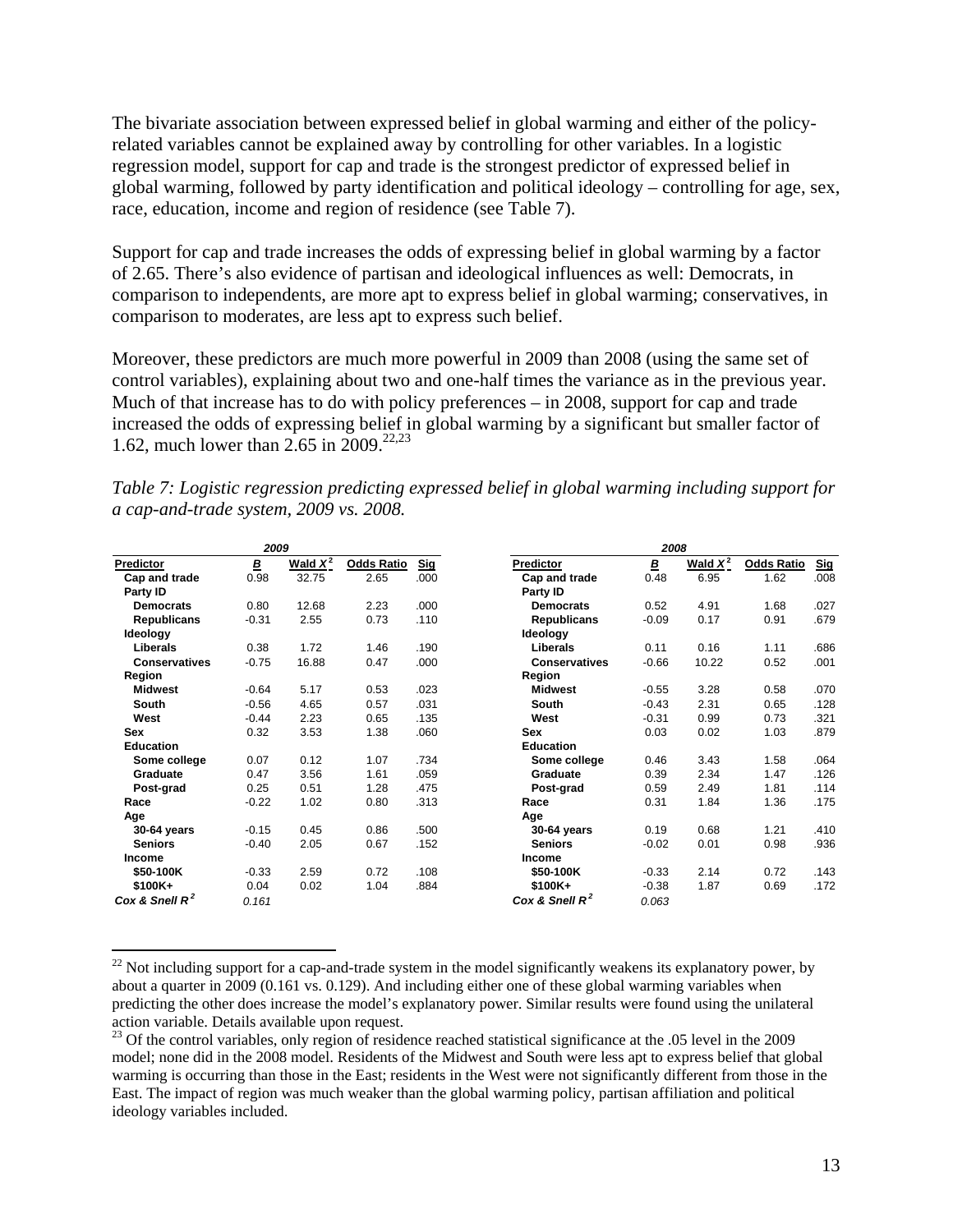The bivariate association between expressed belief in global warming and either of the policy-related variables cannot be explained away by controlling for other variables. In a logistic regression model, support for cap and trade is the strongest predictor of expressed belief in global warming, followed by party identification and political ideology – controlling for age, sex, race, education, income and region of residence (see Table 7).

Support for cap and trade increases the odds of expressing belief in global warming by a factor of 2.65. There's also evidence of partisan and ideological influences as well: Democrats, in comparison to independents, are more apt to express belief in global warming; conservatives, in comparison to moderates, are less apt to express such belief.

Moreover, these predictors are much more powerful in 2009 than 2008 (using the same set of control variables), explaining about two and one-half times the variance as in the previous year. Much of that increase has to do with policy preferences – in 2008, support for cap and trade increased the odds of expressing belief in global warming by a significant but smaller factor of 1.62, much lower than 2.65 in 2009.[22,23]

*Table 7: Logistic regression predicting expressed belief in global warming including support for a cap-and-trade system, 2009 vs. 2008.*

| | 2009 | | | | | 2008 | | | |
|---|---|---|---|---|---|---|---|---|---|
| **Predictor** | ***B*** | **Wald $X^2$** | **Odds Ratio** | **Sig** | **Predictor** | ***B*** | **Wald $X^2$** | **Odds Ratio** | **Sig** |
| **Cap and trade** | 0.98 | 32.75 | 2.65 | .000 | **Cap and trade** | 0.48 | 6.95 | 1.62 | .008 |
| **Party ID** | | | | | **Party ID** | | | | |
| **Democrats** | 0.80 | 12.68 | 2.23 | .000 | **Democrats** | 0.52 | 4.91 | 1.68 | .027 |
| **Republicans** | -0.31 | 2.55 | 0.73 | .110 | **Republicans** | -0.09 | 0.17 | 0.91 | .679 |
| **Ideology** | | | | | **Ideology** | | | | |
| **Liberals** | 0.38 | 1.72 | 1.46 | .190 | **Liberals** | 0.11 | 0.16 | 1.11 | .686 |
| **Conservatives** | -0.75 | 16.88 | 0.47 | .000 | **Conservatives** | -0.66 | 10.22 | 0.52 | .001 |
| **Region** | | | | | **Region** | | | | |
| **Midwest** | -0.64 | 5.17 | 0.53 | .023 | **Midwest** | -0.55 | 3.28 | 0.58 | .070 |
| **South** | -0.56 | 4.65 | 0.57 | .031 | **South** | -0.43 | 2.31 | 0.65 | .128 |
| **West** | -0.44 | 2.23 | 0.65 | .135 | **West** | -0.31 | 0.99 | 0.73 | .321 |
| **Sex** | 0.32 | 3.53 | 1.38 | .060 | **Sex** | 0.03 | 0.02 | 1.03 | .879 |
| **Education** | | | | | **Education** | | | | |
| **Some college** | 0.07 | 0.12 | 1.07 | .734 | **Some college** | 0.46 | 3.43 | 1.58 | .064 |
| **Graduate** | 0.47 | 3.56 | 1.61 | .059 | **Graduate** | 0.39 | 2.34 | 1.47 | .126 |
| **Post-grad** | 0.25 | 0.51 | 1.28 | .475 | **Post-grad** | 0.59 | 2.49 | 1.81 | .114 |
| **Race** | -0.22 | 1.02 | 0.80 | .313 | **Race** | 0.31 | 1.84 | 1.36 | .175 |
| **Age** | | | | | **Age** | | | | |
| **30-64 years** | -0.15 | 0.45 | 0.86 | .500 | **30-64 years** | 0.19 | 0.68 | 1.21 | .410 |
| **Seniors** | -0.40 | 2.05 | 0.67 | .152 | **Seniors** | -0.02 | 0.01 | 0.98 | .936 |
| **Income** | | | | | **Income** | | | | |
| **$50-100K** | -0.33 | 2.59 | 0.72 | .108 | **$50-100K** | -0.33 | 2.14 | 0.72 | .143 |
| **$100K+** | 0.04 | 0.02 | 1.04 | .884 | **$100K+** | -0.38 | 1.87 | 0.69 | .172 |
| ***Cox & Snell $R^2$*** | *0.161* | | | | ***Cox & Snell $R^2$*** | *0.063* | | | |

---

[22] Not including support for a cap-and-trade system in the model significantly weakens its explanatory power, by about a quarter in 2009 (0.161 vs. 0.129). And including either one of these global warming variables when predicting the other does increase the model's explanatory power. Similar results were found using the unilateral action variable. Details available upon request.

[23] Of the control variables, only region of residence reached statistical significance at the .05 level in the 2009 model; none did in the 2008 model. Residents of the Midwest and South were less apt to express belief that global warming is occurring than those in the East; residents in the West were not significantly different from those in the East. The impact of region was much weaker than the global warming policy, partisan affiliation and political ideology variables included.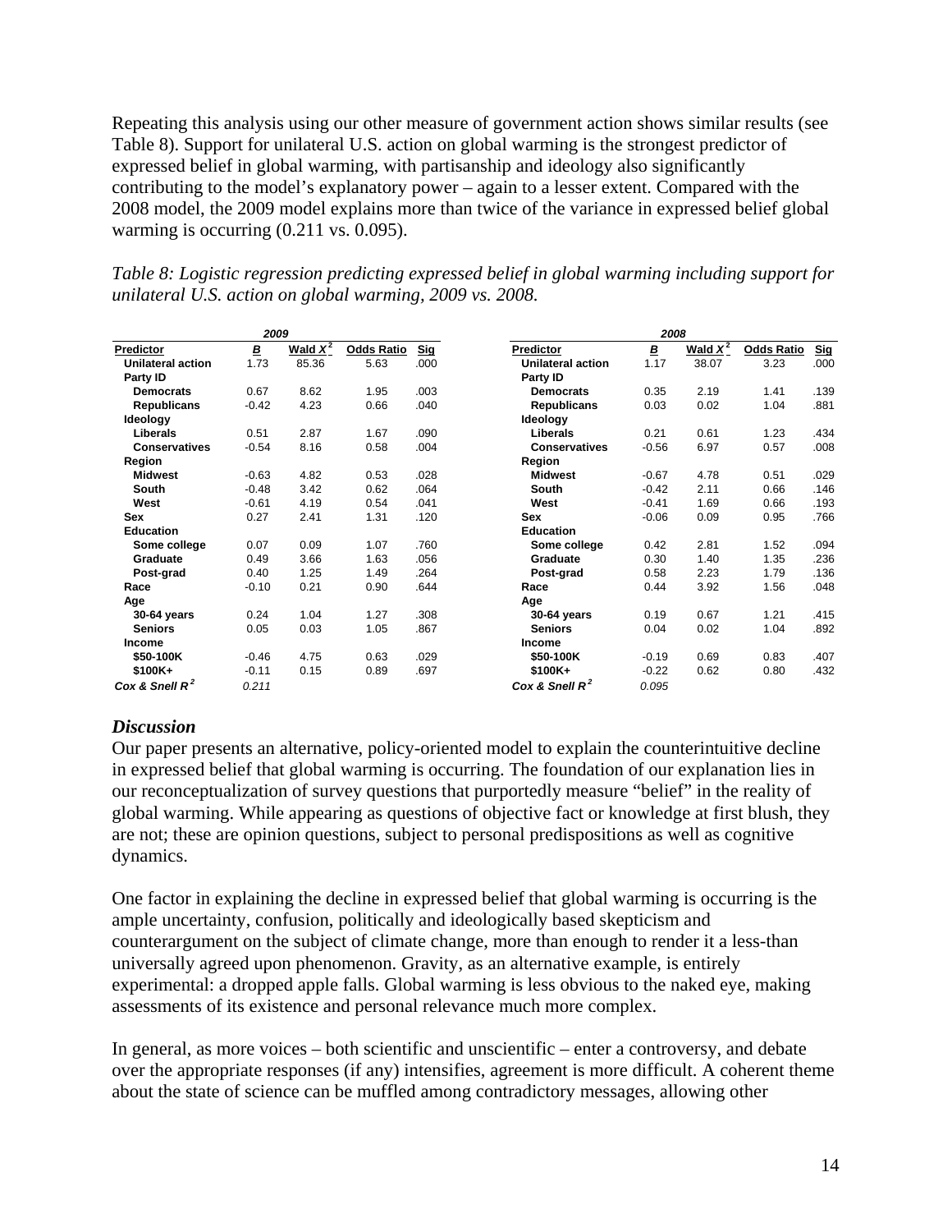Repeating this analysis using our other measure of government action shows similar results (see Table 8). Support for unilateral U.S. action on global warming is the strongest predictor of expressed belief in global warming, with partisanship and ideology also significantly contributing to the model's explanatory power – again to a lesser extent. Compared with the 2008 model, the 2009 model explains more than twice of the variance in expressed belief global warming is occurring (0.211 vs. 0.095).

*Table 8: Logistic regression predicting expressed belief in global warming including support for unilateral U.S. action on global warming, 2009 vs. 2008.*

| | 2009 | | | | 2008 | | | |
|---|---|---|---|---|---|---|---|---|
| **Predictor** | ***B*** | **Wald $X^2$** | **Odds Ratio** | **Sig** | ***B*** | **Wald $X^2$** | **Odds Ratio** | **Sig** |
| **Unilateral action** | 1.73 | 85.36 | 5.63 | .000 | 1.17 | 38.07 | 3.23 | .000 |
| **Party ID** | | | | | | | | |
| **Democrats** | 0.67 | 8.62 | 1.95 | .003 | 0.35 | 2.19 | 1.41 | .139 |
| **Republicans** | -0.42 | 4.23 | 0.66 | .040 | 0.03 | 0.02 | 1.04 | .881 |
| **Ideology** | | | | | | | | |
| **Liberals** | 0.51 | 2.87 | 1.67 | .090 | 0.21 | 0.61 | 1.23 | .434 |
| **Conservatives** | -0.54 | 8.16 | 0.58 | .004 | -0.56 | 6.97 | 0.57 | .008 |
| **Region** | | | | | | | | |
| **Midwest** | -0.63 | 4.82 | 0.53 | .028 | -0.67 | 4.78 | 0.51 | .029 |
| **South** | -0.48 | 3.42 | 0.62 | .064 | -0.42 | 2.11 | 0.66 | .146 |
| **West** | -0.61 | 4.19 | 0.54 | .041 | -0.41 | 1.69 | 0.66 | .193 |
| **Sex** | 0.27 | 2.41 | 1.31 | .120 | -0.06 | 0.09 | 0.95 | .766 |
| **Education** | | | | | | | | |
| **Some college** | 0.07 | 0.09 | 1.07 | .760 | 0.42 | 2.81 | 1.52 | .094 |
| **Graduate** | 0.49 | 3.66 | 1.63 | .056 | 0.30 | 1.40 | 1.35 | .236 |
| **Post-grad** | 0.40 | 1.25 | 1.49 | .264 | 0.58 | 2.23 | 1.79 | .136 |
| **Race** | -0.10 | 0.21 | 0.90 | .644 | 0.44 | 3.92 | 1.56 | .048 |
| **Age** | | | | | | | | |
| **30-64 years** | 0.24 | 1.04 | 1.27 | .308 | 0.19 | 0.67 | 1.21 | .415 |
| **Seniors** | 0.05 | 0.03 | 1.05 | .867 | 0.04 | 0.02 | 1.04 | .892 |
| **Income** | | | | | | | | |
| **\$50-100K** | -0.46 | 4.75 | 0.63 | .029 | -0.19 | 0.69 | 0.83 | .407 |
| **\$100K+** | -0.11 | 0.15 | 0.89 | .697 | -0.22 | 0.62 | 0.80 | .432 |
| ***Cox & Snell $R^2$*** | *0.211* | | | | *0.095* | | | |

### *Discussion*

Our paper presents an alternative, policy-oriented model to explain the counterintuitive decline in expressed belief that global warming is occurring. The foundation of our explanation lies in our reconceptualization of survey questions that purportedly measure "belief" in the reality of global warming. While appearing as questions of objective fact or knowledge at first blush, they are not; these are opinion questions, subject to personal predispositions as well as cognitive dynamics.

One factor in explaining the decline in expressed belief that global warming is occurring is the ample uncertainty, confusion, politically and ideologically based skepticism and counterargument on the subject of climate change, more than enough to render it a less-than universally agreed upon phenomenon. Gravity, as an alternative example, is entirely experimental: a dropped apple falls. Global warming is less obvious to the naked eye, making assessments of its existence and personal relevance much more complex.

In general, as more voices – both scientific and unscientific – enter a controversy, and debate over the appropriate responses (if any) intensifies, agreement is more difficult. A coherent theme about the state of science can be muffled among contradictory messages, allowing other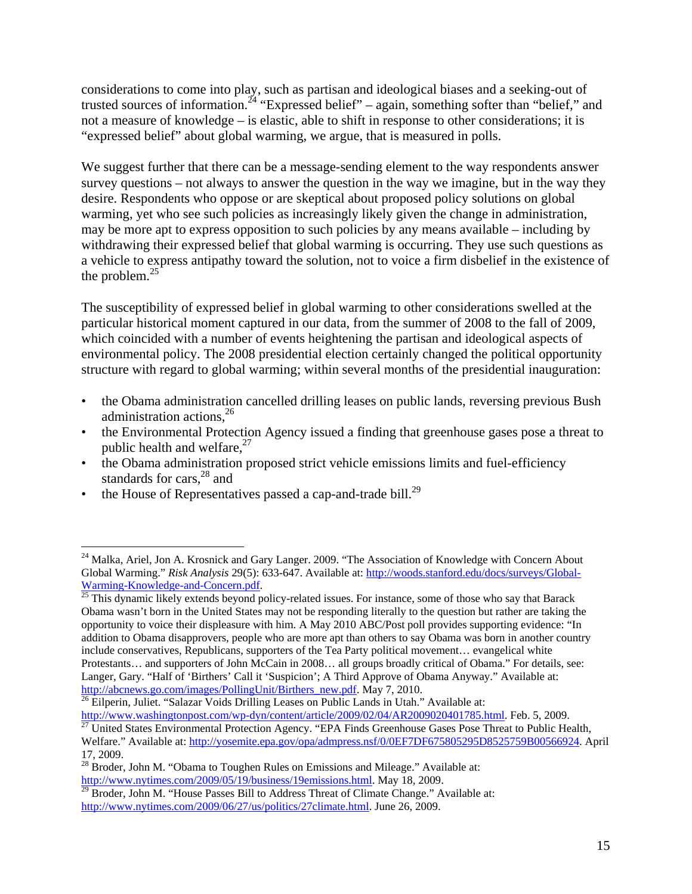considerations to come into play, such as partisan and ideological biases and a seeking-out of trusted sources of information.[24] "Expressed belief" – again, something softer than "belief," and not a measure of knowledge – is elastic, able to shift in response to other considerations; it is "expressed belief" about global warming, we argue, that is measured in polls.

We suggest further that there can be a message-sending element to the way respondents answer survey questions – not always to answer the question in the way we imagine, but in the way they desire. Respondents who oppose or are skeptical about proposed policy solutions on global warming, yet who see such policies as increasingly likely given the change in administration, may be more apt to express opposition to such policies by any means available – including by withdrawing their expressed belief that global warming is occurring. They use such questions as a vehicle to express antipathy toward the solution, not to voice a firm disbelief in the existence of the problem.[25]

The susceptibility of expressed belief in global warming to other considerations swelled at the particular historical moment captured in our data, from the summer of 2008 to the fall of 2009, which coincided with a number of events heightening the partisan and ideological aspects of environmental policy. The 2008 presidential election certainly changed the political opportunity structure with regard to global warming; within several months of the presidential inauguration:

- the Obama administration cancelled drilling leases on public lands, reversing previous Bush administration actions,[26]
- the Environmental Protection Agency issued a finding that greenhouse gases pose a threat to public health and welfare,[27]
- the Obama administration proposed strict vehicle emissions limits and fuel-efficiency standards for cars,[28] and
- the House of Representatives passed a cap-and-trade bill.[29]

---

[24] Malka, Ariel, Jon A. Krosnick and Gary Langer. 2009. "The Association of Knowledge with Concern About Global Warming." *Risk Analysis* 29(5): 633-647. Available at: http://woods.stanford.edu/docs/surveys/Global-Warming-Knowledge-and-Concern.pdf.

[25] This dynamic likely extends beyond policy-related issues. For instance, some of those who say that Barack Obama wasn't born in the United States may not be responding literally to the question but rather are taking the opportunity to voice their displeasure with him. A May 2010 ABC/Post poll provides supporting evidence: "In addition to Obama disapprovers, people who are more apt than others to say Obama was born in another country include conservatives, Republicans, supporters of the Tea Party political movement… evangelical white Protestants… and supporters of John McCain in 2008… all groups broadly critical of Obama." For details, see: Langer, Gary. "Half of 'Birthers' Call it 'Suspicion'; A Third Approve of Obama Anyway." Available at: http://abcnews.go.com/images/PollingUnit/Birthers_new.pdf. May 7, 2010.

[26] Eilperin, Juliet. "Salazar Voids Drilling Leases on Public Lands in Utah." Available at: http://www.washingtonpost.com/wp-dyn/content/article/2009/02/04/AR2009020401785.html. Feb. 5, 2009.

[27] United States Environmental Protection Agency. "EPA Finds Greenhouse Gases Pose Threat to Public Health, Welfare." Available at: http://yosemite.epa.gov/opa/admpress.nsf/0/0EF7DF675805295D8525759B00566924. April 17, 2009.

[28] Broder, John M. "Obama to Toughen Rules on Emissions and Mileage." Available at: http://www.nytimes.com/2009/05/19/business/19emissions.html. May 18, 2009.

[29] Broder, John M. "House Passes Bill to Address Threat of Climate Change." Available at: http://www.nytimes.com/2009/06/27/us/politics/27climate.html. June 26, 2009.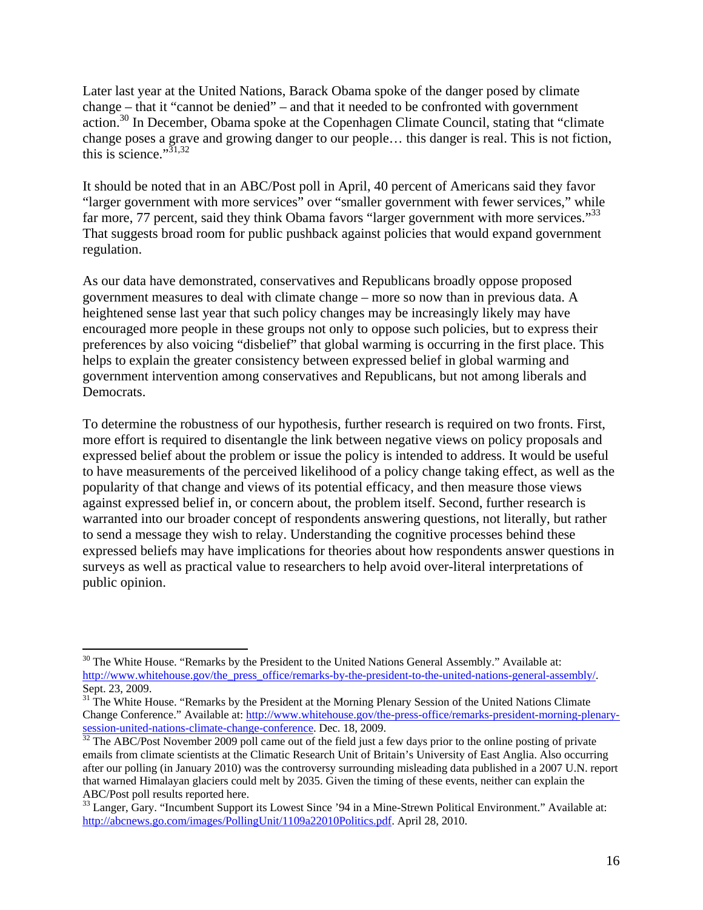Later last year at the United Nations, Barack Obama spoke of the danger posed by climate change – that it "cannot be denied" – and that it needed to be confronted with government action.[30] In December, Obama spoke at the Copenhagen Climate Council, stating that "climate change poses a grave and growing danger to our people… this danger is real. This is not fiction, this is science."[31,32]

It should be noted that in an ABC/Post poll in April, 40 percent of Americans said they favor "larger government with more services" over "smaller government with fewer services," while far more, 77 percent, said they think Obama favors "larger government with more services."[33] That suggests broad room for public pushback against policies that would expand government regulation.

As our data have demonstrated, conservatives and Republicans broadly oppose proposed government measures to deal with climate change – more so now than in previous data. A heightened sense last year that such policy changes may be increasingly likely may have encouraged more people in these groups not only to oppose such policies, but to express their preferences by also voicing "disbelief" that global warming is occurring in the first place. This helps to explain the greater consistency between expressed belief in global warming and government intervention among conservatives and Republicans, but not among liberals and Democrats.

To determine the robustness of our hypothesis, further research is required on two fronts. First, more effort is required to disentangle the link between negative views on policy proposals and expressed belief about the problem or issue the policy is intended to address. It would be useful to have measurements of the perceived likelihood of a policy change taking effect, as well as the popularity of that change and views of its potential efficacy, and then measure those views against expressed belief in, or concern about, the problem itself. Second, further research is warranted into our broader concept of respondents answering questions, not literally, but rather to send a message they wish to relay. Understanding the cognitive processes behind these expressed beliefs may have implications for theories about how respondents answer questions in surveys as well as practical value to researchers to help avoid over-literal interpretations of public opinion.

---

[30] The White House. "Remarks by the President to the United Nations General Assembly." Available at: http://www.whitehouse.gov/the_press_office/remarks-by-the-president-to-the-united-nations-general-assembly/. Sept. 23, 2009.

[31] The White House. "Remarks by the President at the Morning Plenary Session of the United Nations Climate Change Conference." Available at: http://www.whitehouse.gov/the-press-office/remarks-president-morning-plenary-session-united-nations-climate-change-conference. Dec. 18, 2009.

[32] The ABC/Post November 2009 poll came out of the field just a few days prior to the online posting of private emails from climate scientists at the Climatic Research Unit of Britain's University of East Anglia. Also occurring after our polling (in January 2010) was the controversy surrounding misleading data published in a 2007 U.N. report that warned Himalayan glaciers could melt by 2035. Given the timing of these events, neither can explain the ABC/Post poll results reported here.

[33] Langer, Gary. "Incumbent Support its Lowest Since '94 in a Mine-Strewn Political Environment." Available at: http://abcnews.go.com/images/PollingUnit/1109a22010Politics.pdf. April 28, 2010.